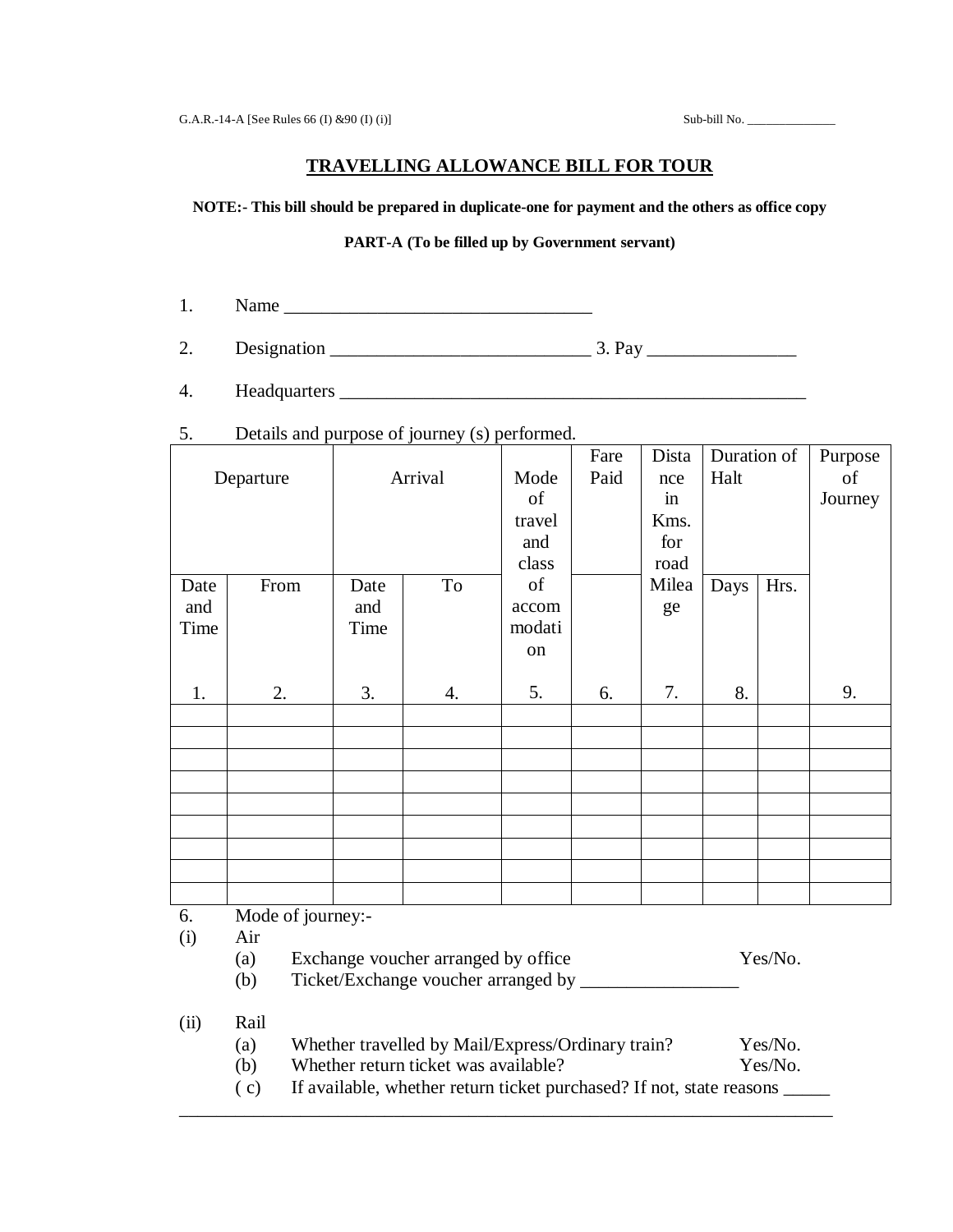G.A.R.-14-A [See Rules 66 (I) &90 (I) (i)]                                                                 Sub-bill No. ______________

# TRAVELLING ALLOWANCE BILL FOR TOUR

**NOTE:- This bill should be prepared in duplicate-one for payment and the others as office copy**

**PART-A (To be filled up by Government servant)**

1. Name ___________________________________

2. Designation _____________________________ 3. Pay ________________

4. Headquarters ____________________________________________________

5. Details and purpose of journey (s) performed.

| Departure | | Arrival | | Mode of travel and class of accommodation | Fare Paid | Distance in Kms. for road Mileage | Duration of Halt | | Purpose of Journey |
|---|---|---|---|---|---|---|---|---|---|
| Date and Time | From | Date and Time | To | | | | Days | Hrs. | |
| 1. | 2. | 3. | 4. | 5. | 6. | 7. | 8. | | 9. |
| | | | | | | | | | |
| | | | | | | | | | |
| | | | | | | | | | |
| | | | | | | | | | |
| | | | | | | | | | |
| | | | | | | | | | |
| | | | | | | | | | |
| | | | | | | | | | |
| | | | | | | | | | |

6. Mode of journey:-

(i) Air
- (a) Exchange voucher arranged by office Yes/No.
- (b) Ticket/Exchange voucher arranged by _________________

(ii) Rail
- (a) Whether travelled by Mail/Express/Ordinary train? Yes/No.
- (b) Whether return ticket was available? Yes/No.
- ( c) If available, whether return ticket purchased? If not, state reasons _____

_________________________________________________________________________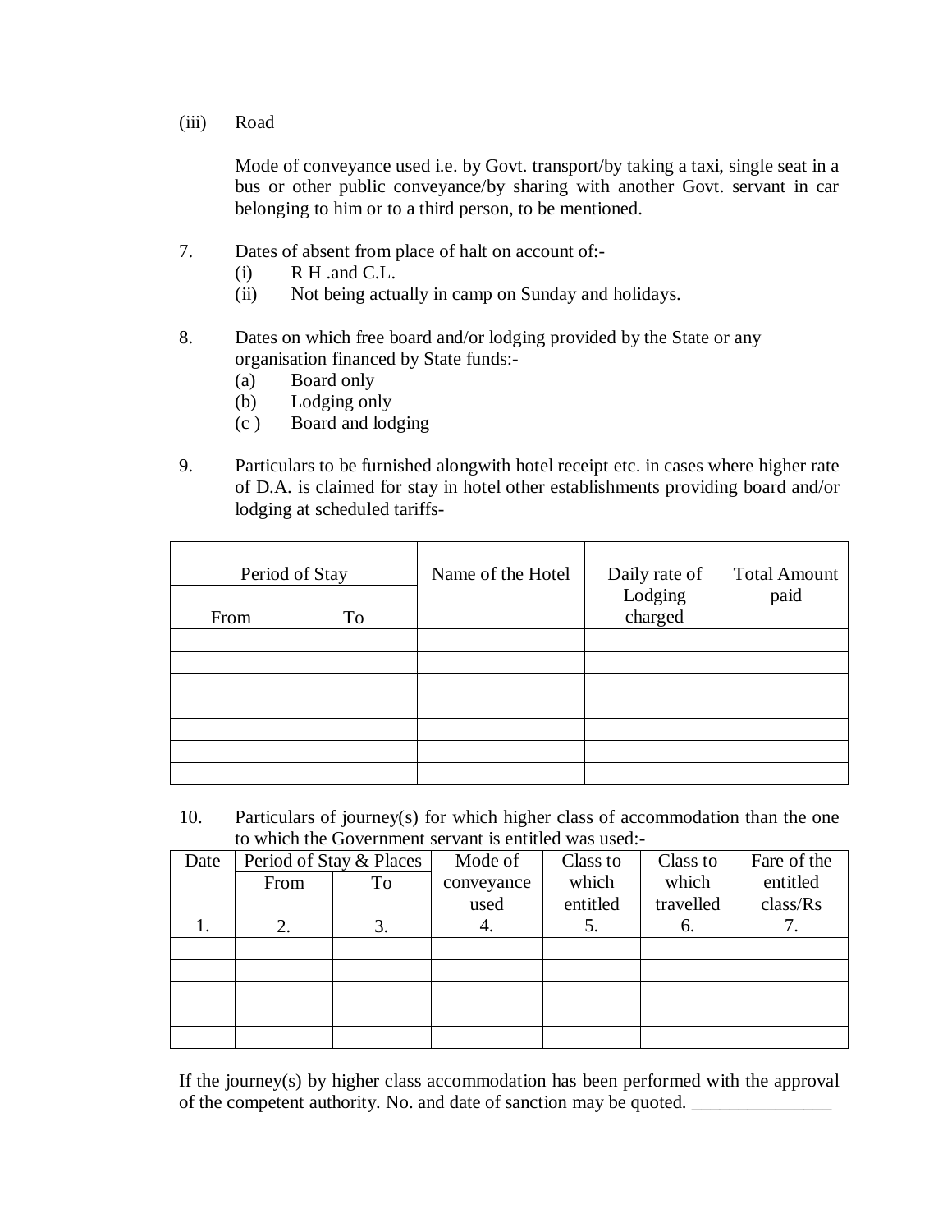(iii) Road

Mode of conveyance used i.e. by Govt. transport/by taking a taxi, single seat in a bus or other public conveyance/by sharing with another Govt. servant in car belonging to him or to a third person, to be mentioned.

7. Dates of absent from place of halt on account of:-
   - (i) R H .and C.L.
   - (ii) Not being actually in camp on Sunday and holidays.

8. Dates on which free board and/or lodging provided by the State or any organisation financed by State funds:-
   - (a) Board only
   - (b) Lodging only
   - (c ) Board and lodging

9. Particulars to be furnished alongwith hotel receipt etc. in cases where higher rate of D.A. is claimed for stay in hotel other establishments providing board and/or lodging at scheduled tariffs-

| Period of Stay | | Name of the Hotel | Daily rate of Lodging charged | Total Amount paid |
|---|---|---|---|---|
| From | To | | | |
| | | | | |
| | | | | |
| | | | | |
| | | | | |
| | | | | |
| | | | | |
| | | | | |

10. Particulars of journey(s) for which higher class of accommodation than the one to which the Government servant is entitled was used:-

| Date | Period of Stay & Places | | Mode of conveyance used | Class to which entitled | Class to which travelled | Fare of the entitled class/Rs |
|---|---|---|---|---|---|---|
| | From | To | | | | |
| 1. | 2. | 3. | 4. | 5. | 6. | 7. |
| | | | | | | |
| | | | | | | |
| | | | | | | |
| | | | | | | |
| | | | | | | |

If the journey(s) by higher class accommodation has been performed with the approval of the competent authority. No. and date of sanction may be quoted. _______________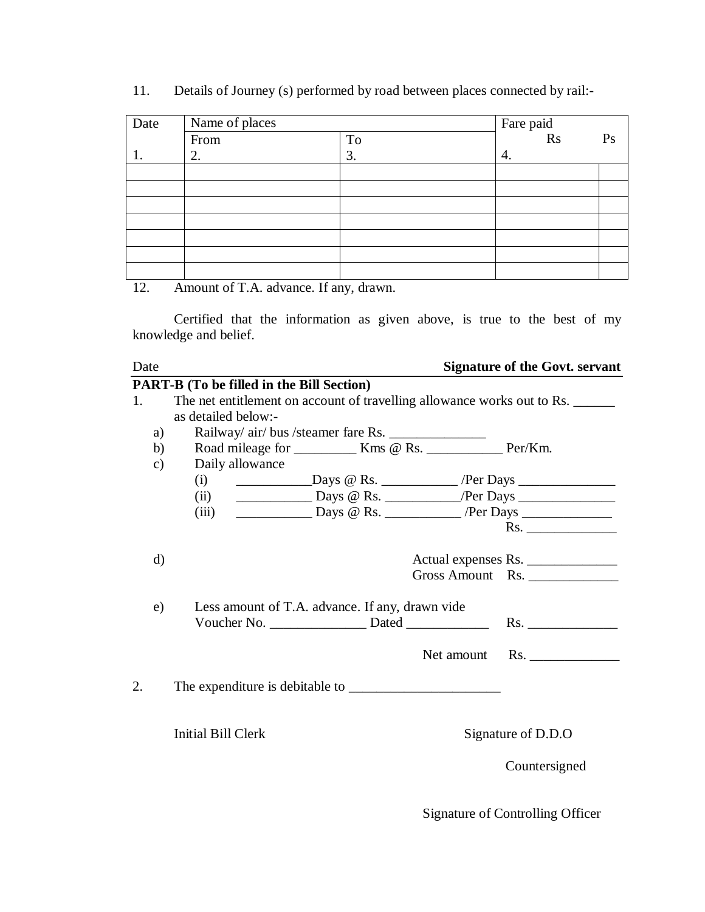11. Details of Journey (s) performed by road between places connected by rail:-

| Date | Name of places | | Fare paid | |
|---|---|---|---|---|
| | From | To | Rs | Ps |
| 1. | 2. | 3. | 4. | |
| | | | | |
| | | | | |
| | | | | |
| | | | | |
| | | | | |
| | | | | |
| | | | | |

12. Amount of T.A. advance. If any, drawn.

Certified that the information as given above, is true to the best of my knowledge and belief.

Date **Signature of the Govt. servant**

**PART-B (To be filled in the Bill Section)**

1. The net entitlement on account of travelling allowance works out to Rs. ______ as detailed below:-
   a) Railway/ air/ bus /steamer fare Rs. ______________
   b) Road mileage for _________ Kms @ Rs. ___________ Per/Km.
   c) Daily allowance
      (i) ___________Days @ Rs. ___________ /Per Days ______________
      (ii) ___________ Days @ Rs. ___________/Per Days ______________
      (iii) ___________ Days @ Rs. ___________ /Per Days _____________
      Rs. _____________
   d) Actual expenses Rs. _____________
      Gross Amount Rs. _____________
   e) Less amount of T.A. advance. If any, drawn vide Voucher No. ______________ Dated ____________ Rs. _____________

      Net amount Rs. _____________

2. The expenditure is debitable to ______________________

Initial Bill Clerk Signature of D.D.O

Countersigned

Signature of Controlling Officer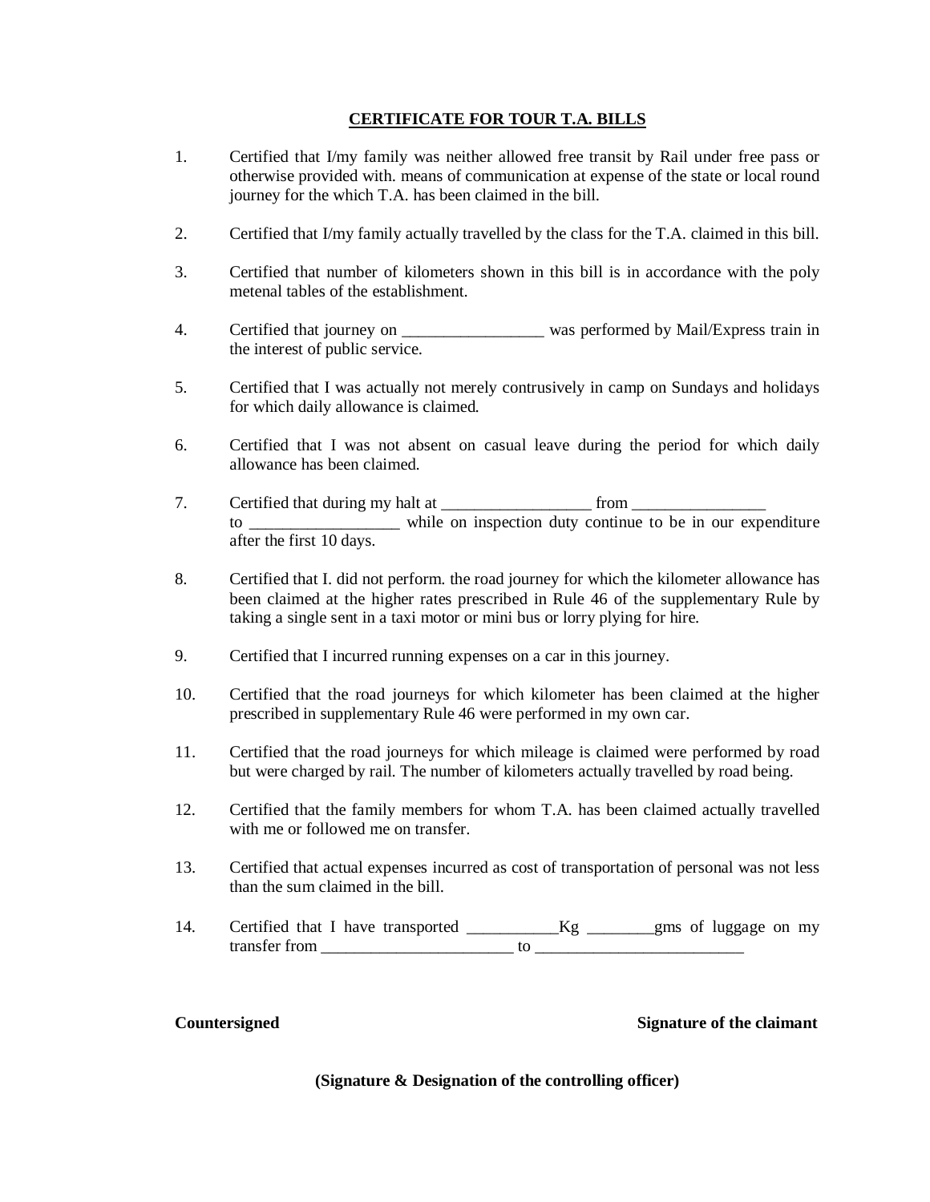**CERTIFICATE FOR TOUR T.A. BILLS**

1. Certified that I/my family was neither allowed free transit by Rail under free pass or otherwise provided with. means of communication at expense of the state or local round journey for the which T.A. has been claimed in the bill.

2. Certified that I/my family actually travelled by the class for the T.A. claimed in this bill.

3. Certified that number of kilometers shown in this bill is in accordance with the poly metenal tables of the establishment.

4. Certified that journey on _________________ was performed by Mail/Express train in the interest of public service.

5. Certified that I was actually not merely contrusively in camp on Sundays and holidays for which daily allowance is claimed.

6. Certified that I was not absent on casual leave during the period for which daily allowance has been claimed.

7. Certified that during my halt at __________________ from ________________ to __________________ while on inspection duty continue to be in our expenditure after the first 10 days.

8. Certified that I. did not perform. the road journey for which the kilometer allowance has been claimed at the higher rates prescribed in Rule 46 of the supplementary Rule by taking a single sent in a taxi motor or mini bus or lorry plying for hire.

9. Certified that I incurred running expenses on a car in this journey.

10. Certified that the road journeys for which kilometer has been claimed at the higher prescribed in supplementary Rule 46 were performed in my own car.

11. Certified that the road journeys for which mileage is claimed were performed by road but were charged by rail. The number of kilometers actually travelled by road being.

12. Certified that the family members for whom T.A. has been claimed actually travelled with me or followed me on transfer.

13. Certified that actual expenses incurred as cost of transportation of personal was not less than the sum claimed in the bill.

14. Certified that I have transported ___________Kg ________gms of luggage on my transfer from _______________________ to _________________________

**Countersigned** **Signature of the claimant**

**(Signature & Designation of the controlling officer)**